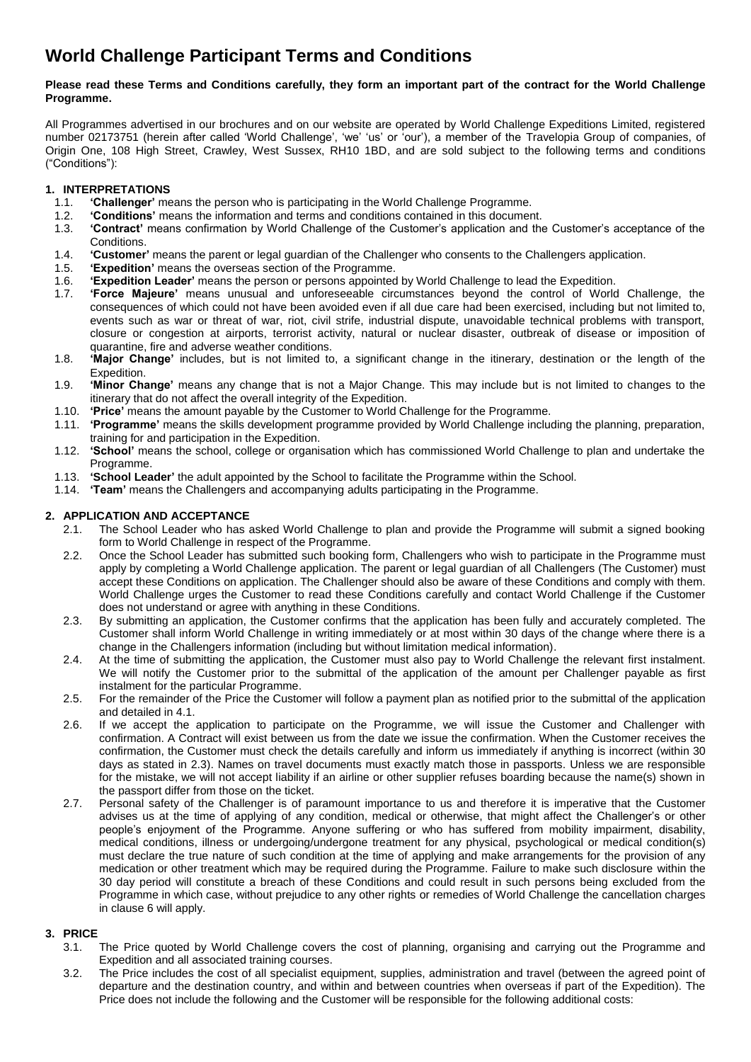# World Challenge Participant Terms and Conditions

**Please read these Terms and Conditions carefully, they form an important part of the contract for the World Challenge Programme.**

All Programmes advertised in our brochures and on our website are operated by World Challenge Expeditions Limited, registered number 02173751 (herein after called 'World Challenge', 'we' 'us' or 'our'), a member of the Travelopia Group of companies, of Origin One, 108 High Street, Crawley, West Sussex, RH10 1BD, and are sold subject to the following terms and conditions ("Conditions"):

## 1. INTERPRETATIONS

1.1. **'Challenger'** means the person who is participating in the World Challenge Programme.

1.2. **'Conditions'** means the information and terms and conditions contained in this document.

1.3. **'Contract'** means confirmation by World Challenge of the Customer's application and the Customer's acceptance of the Conditions.

1.4. **'Customer'** means the parent or legal guardian of the Challenger who consents to the Challengers application.

1.5. **'Expedition'** means the overseas section of the Programme.

1.6. **'Expedition Leader'** means the person or persons appointed by World Challenge to lead the Expedition.

1.7. **'Force Majeure'** means unusual and unforeseeable circumstances beyond the control of World Challenge, the consequences of which could not have been avoided even if all due care had been exercised, including but not limited to, events such as war or threat of war, riot, civil strife, industrial dispute, unavoidable technical problems with transport, closure or congestion at airports, terrorist activity, natural or nuclear disaster, outbreak of disease or imposition of quarantine, fire and adverse weather conditions.

1.8. **'Major Change'** includes, but is not limited to, a significant change in the itinerary, destination or the length of the Expedition.

1.9. **'Minor Change'** means any change that is not a Major Change. This may include but is not limited to changes to the itinerary that do not affect the overall integrity of the Expedition.

1.10. **'Price'** means the amount payable by the Customer to World Challenge for the Programme.

1.11. **'Programme'** means the skills development programme provided by World Challenge including the planning, preparation, training for and participation in the Expedition.

1.12. **'School'** means the school, college or organisation which has commissioned World Challenge to plan and undertake the Programme.

1.13. **'School Leader'** the adult appointed by the School to facilitate the Programme within the School.

1.14. **'Team'** means the Challengers and accompanying adults participating in the Programme.

## 2. APPLICATION AND ACCEPTANCE

2.1. The School Leader who has asked World Challenge to plan and provide the Programme will submit a signed booking form to World Challenge in respect of the Programme.

2.2. Once the School Leader has submitted such booking form, Challengers who wish to participate in the Programme must apply by completing a World Challenge application. The parent or legal guardian of all Challengers (The Customer) must accept these Conditions on application. The Challenger should also be aware of these Conditions and comply with them. World Challenge urges the Customer to read these Conditions carefully and contact World Challenge if the Customer does not understand or agree with anything in these Conditions.

2.3. By submitting an application, the Customer confirms that the application has been fully and accurately completed. The Customer shall inform World Challenge in writing immediately or at most within 30 days of the change where there is a change in the Challengers information (including but without limitation medical information).

2.4. At the time of submitting the application, the Customer must also pay to World Challenge the relevant first instalment. We will notify the Customer prior to the submittal of the application of the amount per Challenger payable as first instalment for the particular Programme.

2.5. For the remainder of the Price the Customer will follow a payment plan as notified prior to the submittal of the application and detailed in 4.1.

2.6. If we accept the application to participate on the Programme, we will issue the Customer and Challenger with confirmation. A Contract will exist between us from the date we issue the confirmation. When the Customer receives the confirmation, the Customer must check the details carefully and inform us immediately if anything is incorrect (within 30 days as stated in 2.3). Names on travel documents must exactly match those in passports. Unless we are responsible for the mistake, we will not accept liability if an airline or other supplier refuses boarding because the name(s) shown in the passport differ from those on the ticket.

2.7. Personal safety of the Challenger is of paramount importance to us and therefore it is imperative that the Customer advises us at the time of applying of any condition, medical or otherwise, that might affect the Challenger's or other people's enjoyment of the Programme. Anyone suffering or who has suffered from mobility impairment, disability, medical conditions, illness or undergoing/undergone treatment for any physical, psychological or medical condition(s) must declare the true nature of such condition at the time of applying and make arrangements for the provision of any medication or other treatment which may be required during the Programme. Failure to make such disclosure within the 30 day period will constitute a breach of these Conditions and could result in such persons being excluded from the Programme in which case, without prejudice to any other rights or remedies of World Challenge the cancellation charges in clause 6 will apply.

## 3. PRICE

3.1. The Price quoted by World Challenge covers the cost of planning, organising and carrying out the Programme and Expedition and all associated training courses.

3.2. The Price includes the cost of all specialist equipment, supplies, administration and travel (between the agreed point of departure and the destination country, and within and between countries when overseas if part of the Expedition). The Price does not include the following and the Customer will be responsible for the following additional costs: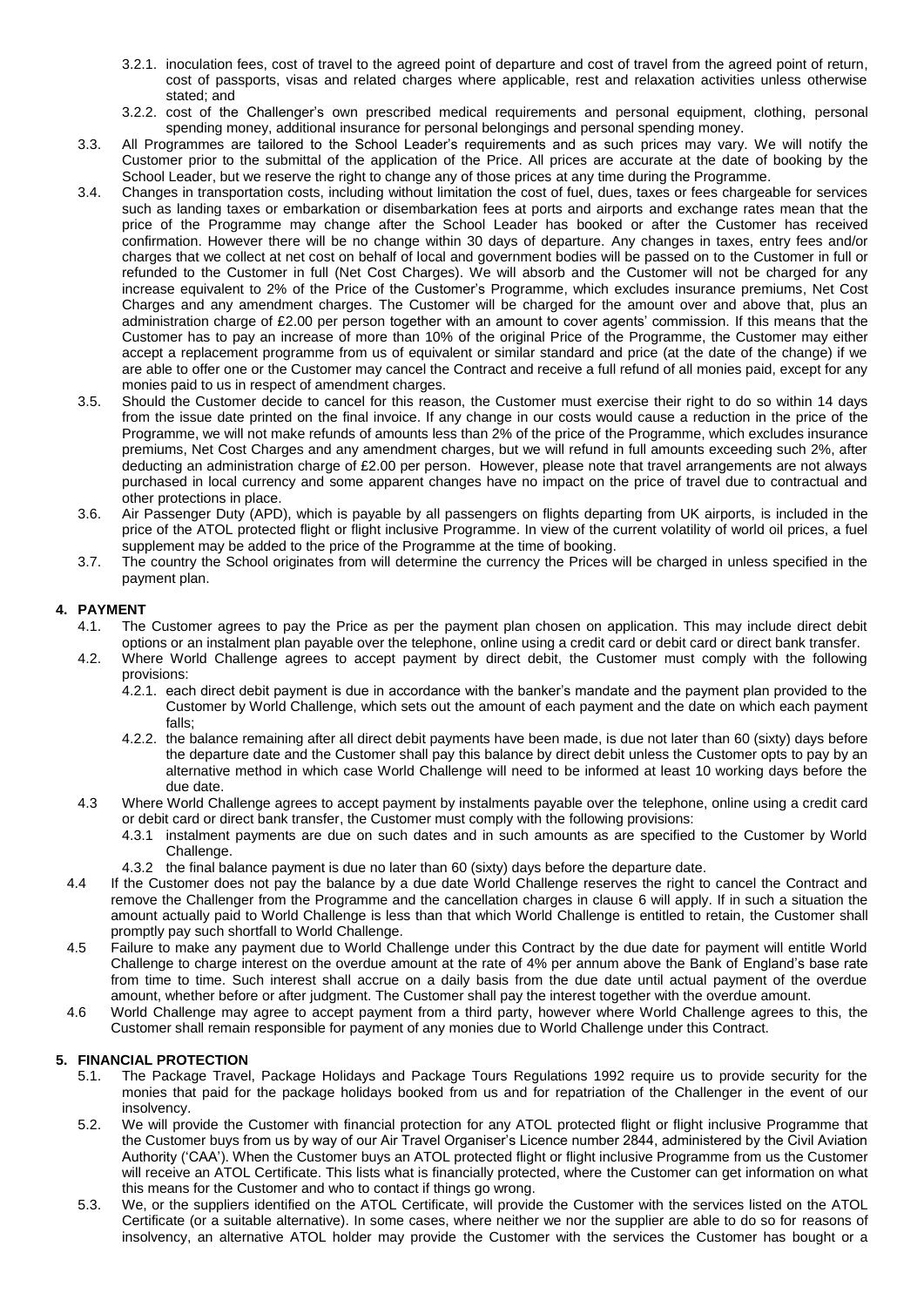3.2.1. inoculation fees, cost of travel to the agreed point of departure and cost of travel from the agreed point of return, cost of passports, visas and related charges where applicable, rest and relaxation activities unless otherwise stated; and

3.2.2. cost of the Challenger's own prescribed medical requirements and personal equipment, clothing, personal spending money, additional insurance for personal belongings and personal spending money.

3.3. All Programmes are tailored to the School Leader's requirements and as such prices may vary. We will notify the Customer prior to the submittal of the application of the Price. All prices are accurate at the date of booking by the School Leader, but we reserve the right to change any of those prices at any time during the Programme.

3.4. Changes in transportation costs, including without limitation the cost of fuel, dues, taxes or fees chargeable for services such as landing taxes or embarkation or disembarkation fees at ports and airports and exchange rates mean that the price of the Programme may change after the School Leader has booked or after the Customer has received confirmation. However there will be no change within 30 days of departure. Any changes in taxes, entry fees and/or charges that we collect at net cost on behalf of local and government bodies will be passed on to the Customer in full or refunded to the Customer in full (Net Cost Charges). We will absorb and the Customer will not be charged for any increase equivalent to 2% of the Price of the Customer's Programme, which excludes insurance premiums, Net Cost Charges and any amendment charges. The Customer will be charged for the amount over and above that, plus an administration charge of £2.00 per person together with an amount to cover agents' commission. If this means that the Customer has to pay an increase of more than 10% of the original Price of the Programme, the Customer may either accept a replacement programme from us of equivalent or similar standard and price (at the date of the change) if we are able to offer one or the Customer may cancel the Contract and receive a full refund of all monies paid, except for any monies paid to us in respect of amendment charges.

3.5. Should the Customer decide to cancel for this reason, the Customer must exercise their right to do so within 14 days from the issue date printed on the final invoice. If any change in our costs would cause a reduction in the price of the Programme, we will not make refunds of amounts less than 2% of the price of the Programme, which excludes insurance premiums, Net Cost Charges and any amendment charges, but we will refund in full amounts exceeding such 2%, after deducting an administration charge of £2.00 per person. However, please note that travel arrangements are not always purchased in local currency and some apparent changes have no impact on the price of travel due to contractual and other protections in place.

3.6. Air Passenger Duty (APD), which is payable by all passengers on flights departing from UK airports, is included in the price of the ATOL protected flight or flight inclusive Programme. In view of the current volatility of world oil prices, a fuel supplement may be added to the price of the Programme at the time of booking.

3.7. The country the School originates from will determine the currency the Prices will be charged in unless specified in the payment plan.

## 4. PAYMENT

4.1. The Customer agrees to pay the Price as per the payment plan chosen on application. This may include direct debit options or an instalment plan payable over the telephone, online using a credit card or debit card or direct bank transfer.

4.2. Where World Challenge agrees to accept payment by direct debit, the Customer must comply with the following provisions:

4.2.1. each direct debit payment is due in accordance with the banker's mandate and the payment plan provided to the Customer by World Challenge, which sets out the amount of each payment and the date on which each payment falls;

4.2.2. the balance remaining after all direct debit payments have been made, is due not later than 60 (sixty) days before the departure date and the Customer shall pay this balance by direct debit unless the Customer opts to pay by an alternative method in which case World Challenge will need to be informed at least 10 working days before the due date.

4.3 Where World Challenge agrees to accept payment by instalments payable over the telephone, online using a credit card or debit card or direct bank transfer, the Customer must comply with the following provisions:

4.3.1 instalment payments are due on such dates and in such amounts as are specified to the Customer by World Challenge.

4.3.2 the final balance payment is due no later than 60 (sixty) days before the departure date.

4.4 If the Customer does not pay the balance by a due date World Challenge reserves the right to cancel the Contract and remove the Challenger from the Programme and the cancellation charges in clause 6 will apply. If in such a situation the amount actually paid to World Challenge is less than that which World Challenge is entitled to retain, the Customer shall promptly pay such shortfall to World Challenge.

4.5 Failure to make any payment due to World Challenge under this Contract by the due date for payment will entitle World Challenge to charge interest on the overdue amount at the rate of 4% per annum above the Bank of England's base rate from time to time. Such interest shall accrue on a daily basis from the due date until actual payment of the overdue amount, whether before or after judgment. The Customer shall pay the interest together with the overdue amount.

4.6 World Challenge may agree to accept payment from a third party, however where World Challenge agrees to this, the Customer shall remain responsible for payment of any monies due to World Challenge under this Contract.

## 5. FINANCIAL PROTECTION

5.1. The Package Travel, Package Holidays and Package Tours Regulations 1992 require us to provide security for the monies that paid for the package holidays booked from us and for repatriation of the Challenger in the event of our insolvency.

5.2. We will provide the Customer with financial protection for any ATOL protected flight or flight inclusive Programme that the Customer buys from us by way of our Air Travel Organiser's Licence number 2844, administered by the Civil Aviation Authority ('CAA'). When the Customer buys an ATOL protected flight or flight inclusive Programme from us the Customer will receive an ATOL Certificate. This lists what is financially protected, where the Customer can get information on what this means for the Customer and who to contact if things go wrong.

5.3. We, or the suppliers identified on the ATOL Certificate, will provide the Customer with the services listed on the ATOL Certificate (or a suitable alternative). In some cases, where neither we nor the supplier are able to do so for reasons of insolvency, an alternative ATOL holder may provide the Customer with the services the Customer has bought or a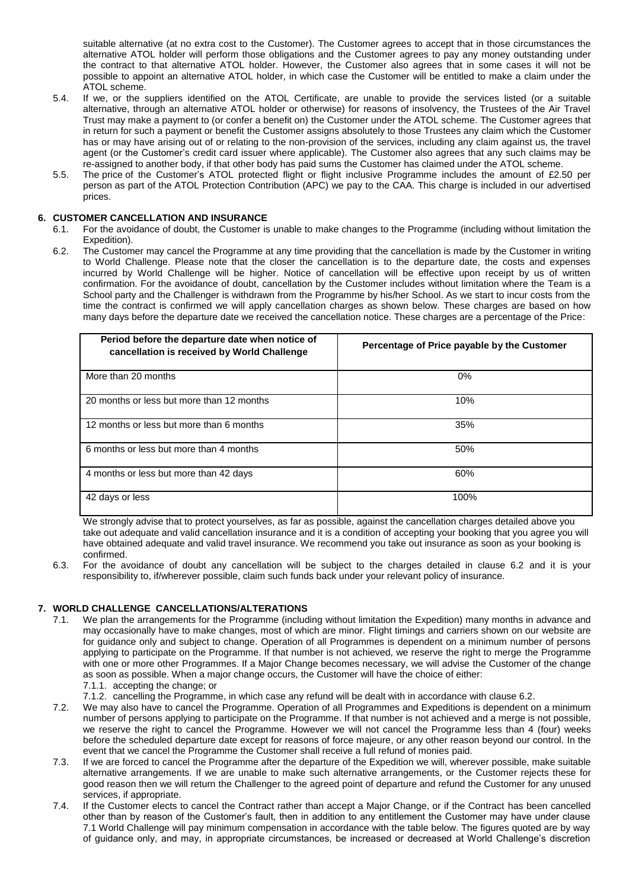suitable alternative (at no extra cost to the Customer). The Customer agrees to accept that in those circumstances the alternative ATOL holder will perform those obligations and the Customer agrees to pay any money outstanding under the contract to that alternative ATOL holder. However, the Customer also agrees that in some cases it will not be possible to appoint an alternative ATOL holder, in which case the Customer will be entitled to make a claim under the ATOL scheme.

5.4. If we, or the suppliers identified on the ATOL Certificate, are unable to provide the services listed (or a suitable alternative, through an alternative ATOL holder or otherwise) for reasons of insolvency, the Trustees of the Air Travel Trust may make a payment to (or confer a benefit on) the Customer under the ATOL scheme. The Customer agrees that in return for such a payment or benefit the Customer assigns absolutely to those Trustees any claim which the Customer has or may have arising out of or relating to the non-provision of the services, including any claim against us, the travel agent (or the Customer's credit card issuer where applicable). The Customer also agrees that any such claims may be re-assigned to another body, if that other body has paid sums the Customer has claimed under the ATOL scheme.

5.5. The price of the Customer's ATOL protected flight or flight inclusive Programme includes the amount of £2.50 per person as part of the ATOL Protection Contribution (APC) we pay to the CAA. This charge is included in our advertised prices.

## 6. CUSTOMER CANCELLATION AND INSURANCE

6.1. For the avoidance of doubt, the Customer is unable to make changes to the Programme (including without limitation the Expedition).

6.2. The Customer may cancel the Programme at any time providing that the cancellation is made by the Customer in writing to World Challenge. Please note that the closer the cancellation is to the departure date, the costs and expenses incurred by World Challenge will be higher. Notice of cancellation will be effective upon receipt by us of written confirmation. For the avoidance of doubt, cancellation by the Customer includes without limitation where the Team is a School party and the Challenger is withdrawn from the Programme by his/her School. As we start to incur costs from the time the contract is confirmed we will apply cancellation charges as shown below. These charges are based on how many days before the departure date we received the cancellation notice. These charges are a percentage of the Price:

| Period before the departure date when notice of cancellation is received by World Challenge | Percentage of Price payable by the Customer |
|---|---|
| More than 20 months | 0% |
| 20 months or less but more than 12 months | 10% |
| 12 months or less but more than 6 months | 35% |
| 6 months or less but more than 4 months | 50% |
| 4 months or less but more than 42 days | 60% |
| 42 days or less | 100% |

We strongly advise that to protect yourselves, as far as possible, against the cancellation charges detailed above you take out adequate and valid cancellation insurance and it is a condition of accepting your booking that you agree you will have obtained adequate and valid travel insurance. We recommend you take out insurance as soon as your booking is confirmed.

6.3. For the avoidance of doubt any cancellation will be subject to the charges detailed in clause 6.2 and it is your responsibility to, if/wherever possible, claim such funds back under your relevant policy of insurance.

## 7. WORLD CHALLENGE CANCELLATIONS/ALTERATIONS

7.1. We plan the arrangements for the Programme (including without limitation the Expedition) many months in advance and may occasionally have to make changes, most of which are minor. Flight timings and carriers shown on our website are for guidance only and subject to change. Operation of all Programmes is dependent on a minimum number of persons applying to participate on the Programme. If that number is not achieved, we reserve the right to merge the Programme with one or more other Programmes. If a Major Change becomes necessary, we will advise the Customer of the change as soon as possible. When a major change occurs, the Customer will have the choice of either:

7.1.1. accepting the change; or

7.1.2. cancelling the Programme, in which case any refund will be dealt with in accordance with clause 6.2.

7.2. We may also have to cancel the Programme. Operation of all Programmes and Expeditions is dependent on a minimum number of persons applying to participate on the Programme. If that number is not achieved and a merge is not possible, we reserve the right to cancel the Programme. However we will not cancel the Programme less than 4 (four) weeks before the scheduled departure date except for reasons of force majeure, or any other reason beyond our control. In the event that we cancel the Programme the Customer shall receive a full refund of monies paid.

7.3. If we are forced to cancel the Programme after the departure of the Expedition we will, wherever possible, make suitable alternative arrangements. If we are unable to make such alternative arrangements, or the Customer rejects these for good reason then we will return the Challenger to the agreed point of departure and refund the Customer for any unused services, if appropriate.

7.4. If the Customer elects to cancel the Contract rather than accept a Major Change, or if the Contract has been cancelled other than by reason of the Customer's fault, then in addition to any entitlement the Customer may have under clause 7.1 World Challenge will pay minimum compensation in accordance with the table below. The figures quoted are by way of guidance only, and may, in appropriate circumstances, be increased or decreased at World Challenge's discretion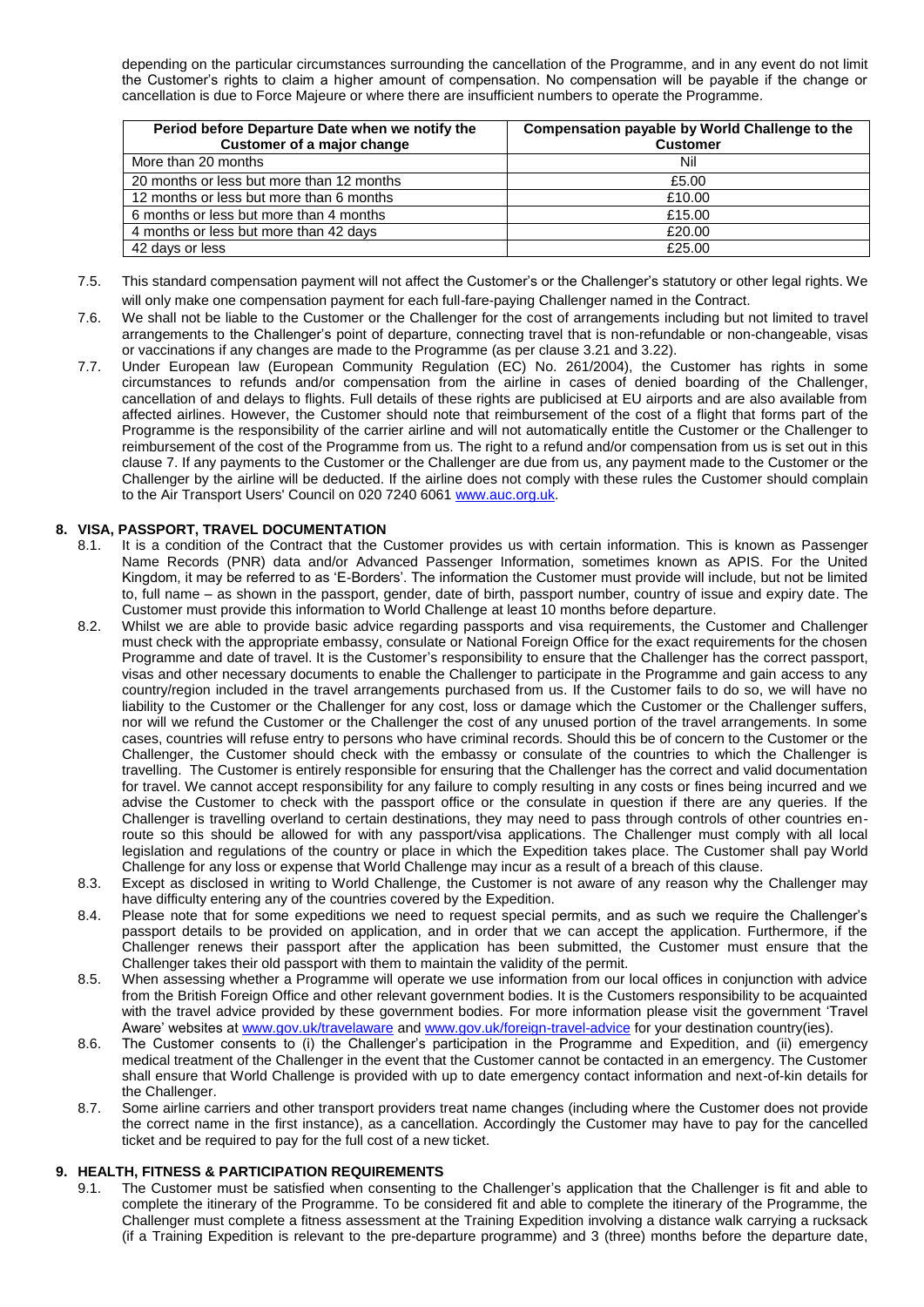depending on the particular circumstances surrounding the cancellation of the Programme, and in any event do not limit the Customer's rights to claim a higher amount of compensation. No compensation will be payable if the change or cancellation is due to Force Majeure or where there are insufficient numbers to operate the Programme.

| Period before Departure Date when we notify the Customer of a major change | Compensation payable by World Challenge to the Customer |
|---|---|
| More than 20 months | Nil |
| 20 months or less but more than 12 months | £5.00 |
| 12 months or less but more than 6 months | £10.00 |
| 6 months or less but more than 4 months | £15.00 |
| 4 months or less but more than 42 days | £20.00 |
| 42 days or less | £25.00 |

7.5. This standard compensation payment will not affect the Customer's or the Challenger's statutory or other legal rights. We will only make one compensation payment for each full-fare-paying Challenger named in the Contract.

7.6. We shall not be liable to the Customer or the Challenger for the cost of arrangements including but not limited to travel arrangements to the Challenger's point of departure, connecting travel that is non-refundable or non-changeable, visas or vaccinations if any changes are made to the Programme (as per clause 3.21 and 3.22).

7.7. Under European law (European Community Regulation (EC) No. 261/2004), the Customer has rights in some circumstances to refunds and/or compensation from the airline in cases of denied boarding of the Challenger, cancellation of and delays to flights. Full details of these rights are publicised at EU airports and are also available from affected airlines. However, the Customer should note that reimbursement of the cost of a flight that forms part of the Programme is the responsibility of the carrier airline and will not automatically entitle the Customer or the Challenger to reimbursement of the cost of the Programme from us. The right to a refund and/or compensation from us is set out in this clause 7. If any payments to the Customer or the Challenger are due from us, any payment made to the Customer or the Challenger by the airline will be deducted. If the airline does not comply with these rules the Customer should complain to the Air Transport Users' Council on 020 7240 6061 www.auc.org.uk.

## 8. VISA, PASSPORT, TRAVEL DOCUMENTATION

8.1. It is a condition of the Contract that the Customer provides us with certain information. This is known as Passenger Name Records (PNR) data and/or Advanced Passenger Information, sometimes known as APIS. For the United Kingdom, it may be referred to as 'E-Borders'. The information the Customer must provide will include, but not be limited to, full name – as shown in the passport, gender, date of birth, passport number, country of issue and expiry date. The Customer must provide this information to World Challenge at least 10 months before departure.

8.2. Whilst we are able to provide basic advice regarding passports and visa requirements, the Customer and Challenger must check with the appropriate embassy, consulate or National Foreign Office for the exact requirements for the chosen Programme and date of travel. It is the Customer's responsibility to ensure that the Challenger has the correct passport, visas and other necessary documents to enable the Challenger to participate in the Programme and gain access to any country/region included in the travel arrangements purchased from us. If the Customer fails to do so, we will have no liability to the Customer or the Challenger for any cost, loss or damage which the Customer or the Challenger suffers, nor will we refund the Customer or the Challenger the cost of any unused portion of the travel arrangements. In some cases, countries will refuse entry to persons who have criminal records. Should this be of concern to the Customer or the Challenger, the Customer should check with the embassy or consulate of the countries to which the Challenger is travelling. The Customer is entirely responsible for ensuring that the Challenger has the correct and valid documentation for travel. We cannot accept responsibility for any failure to comply resulting in any costs or fines being incurred and we advise the Customer to check with the passport office or the consulate in question if there are any queries. If the Challenger is travelling overland to certain destinations, they may need to pass through controls of other countries en-route so this should be allowed for with any passport/visa applications. The Challenger must comply with all local legislation and regulations of the country or place in which the Expedition takes place. The Customer shall pay World Challenge for any loss or expense that World Challenge may incur as a result of a breach of this clause.

8.3. Except as disclosed in writing to World Challenge, the Customer is not aware of any reason why the Challenger may have difficulty entering any of the countries covered by the Expedition.

8.4. Please note that for some expeditions we need to request special permits, and as such we require the Challenger's passport details to be provided on application, and in order that we can accept the application. Furthermore, if the Challenger renews their passport after the application has been submitted, the Customer must ensure that the Challenger takes their old passport with them to maintain the validity of the permit.

8.5. When assessing whether a Programme will operate we use information from our local offices in conjunction with advice from the British Foreign Office and other relevant government bodies. It is the Customers responsibility to be acquainted with the travel advice provided by these government bodies. For more information please visit the government 'Travel Aware' websites at www.gov.uk/travelaware and www.gov.uk/foreign-travel-advice for your destination country(ies).

8.6. The Customer consents to (i) the Challenger's participation in the Programme and Expedition, and (ii) emergency medical treatment of the Challenger in the event that the Customer cannot be contacted in an emergency. The Customer shall ensure that World Challenge is provided with up to date emergency contact information and next-of-kin details for the Challenger.

8.7. Some airline carriers and other transport providers treat name changes (including where the Customer does not provide the correct name in the first instance), as a cancellation. Accordingly the Customer may have to pay for the cancelled ticket and be required to pay for the full cost of a new ticket.

## 9. HEALTH, FITNESS & PARTICIPATION REQUIREMENTS

9.1. The Customer must be satisfied when consenting to the Challenger's application that the Challenger is fit and able to complete the itinerary of the Programme. To be considered fit and able to complete the itinerary of the Programme, the Challenger must complete a fitness assessment at the Training Expedition involving a distance walk carrying a rucksack (if a Training Expedition is relevant to the pre-departure programme) and 3 (three) months before the departure date,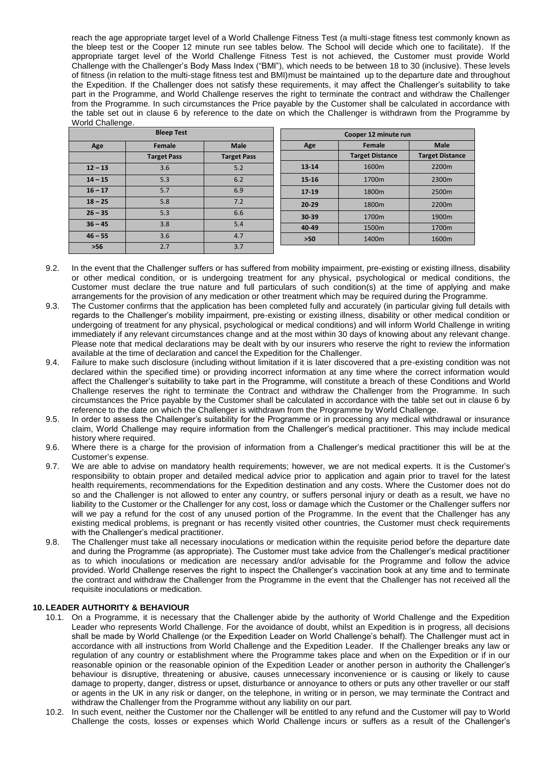reach the age appropriate target level of a World Challenge Fitness Test (a multi-stage fitness test commonly known as the bleep test or the Cooper 12 minute run see tables below. The School will decide which one to facilitate). If the appropriate target level of the World Challenge Fitness Test is not achieved, the Customer must provide World Challenge with the Challenger's Body Mass Index ("BMI"), which needs to be between 18 to 30 (inclusive). These levels of fitness (in relation to the multi-stage fitness test and BMI)must be maintained up to the departure date and throughout the Expedition. If the Challenger does not satisfy these requirements, it may affect the Challenger's suitability to take part in the Programme, and World Challenge reserves the right to terminate the contract and withdraw the Challenger from the Programme. In such circumstances the Price payable by the Customer shall be calculated in accordance with the table set out in clause 6 by reference to the date on which the Challenger is withdrawn from the Programme by World Challenge.

| Bleep Test | | |
|---|---|---|
| **Age** | **Female** | **Male** |
| | **Target Pass** | **Target Pass** |
| 12 – 13 | 3.6 | 5.2 |
| 14 – 15 | 5.3 | 6.2 |
| 16 – 17 | 5.7 | 6.9 |
| 18 – 25 | 5.8 | 7.2 |
| 26 – 35 | 5.3 | 6.6 |
| 36 – 45 | 3.8 | 5.4 |
| 46 – 55 | 3.6 | 4.7 |
| >56 | 2.7 | 3.7 |

| Cooper 12 minute run | | |
|---|---|---|
| **Age** | **Female** | **Male** |
| | **Target Distance** | **Target Distance** |
| 13-14 | 1600m | 2200m |
| 15-16 | 1700m | 2300m |
| 17-19 | 1800m | 2500m |
| 20-29 | 1800m | 2200m |
| 30-39 | 1700m | 1900m |
| 40-49 | 1500m | 1700m |
| >50 | 1400m | 1600m |

9.2. In the event that the Challenger suffers or has suffered from mobility impairment, pre-existing or existing illness, disability or other medical condition, or is undergoing treatment for any physical, psychological or medical conditions, the Customer must declare the true nature and full particulars of such condition(s) at the time of applying and make arrangements for the provision of any medication or other treatment which may be required during the Programme.

9.3. The Customer confirms that the application has been completed fully and accurately (in particular giving full details with regards to the Challenger's mobility impairment, pre-existing or existing illness, disability or other medical condition or undergoing of treatment for any physical, psychological or medical conditions) and will inform World Challenge in writing immediately if any relevant circumstances change and at the most within 30 days of knowing about any relevant change. Please note that medical declarations may be dealt with by our insurers who reserve the right to review the information available at the time of declaration and cancel the Expedition for the Challenger.

9.4. Failure to make such disclosure (including without limitation if it is later discovered that a pre-existing condition was not declared within the specified time) or providing incorrect information at any time where the correct information would affect the Challenger's suitability to take part in the Programme, will constitute a breach of these Conditions and World Challenge reserves the right to terminate the Contract and withdraw the Challenger from the Programme. In such circumstances the Price payable by the Customer shall be calculated in accordance with the table set out in clause 6 by reference to the date on which the Challenger is withdrawn from the Programme by World Challenge.

9.5. In order to assess the Challenger's suitability for the Programme or in processing any medical withdrawal or insurance claim, World Challenge may require information from the Challenger's medical practitioner. This may include medical history where required.

9.6. Where there is a charge for the provision of information from a Challenger's medical practitioner this will be at the Customer's expense.

9.7. We are able to advise on mandatory health requirements; however, we are not medical experts. It is the Customer's responsibility to obtain proper and detailed medical advice prior to application and again prior to travel for the latest health requirements, recommendations for the Expedition destination and any costs. Where the Customer does not do so and the Challenger is not allowed to enter any country, or suffers personal injury or death as a result, we have no liability to the Customer or the Challenger for any cost, loss or damage which the Customer or the Challenger suffers nor will we pay a refund for the cost of any unused portion of the Programme. In the event that the Challenger has any existing medical problems, is pregnant or has recently visited other countries, the Customer must check requirements with the Challenger's medical practitioner.

9.8. The Challenger must take all necessary inoculations or medication within the requisite period before the departure date and during the Programme (as appropriate). The Customer must take advice from the Challenger's medical practitioner as to which inoculations or medication are necessary and/or advisable for the Programme and follow the advice provided. World Challenge reserves the right to inspect the Challenger's vaccination book at any time and to terminate the contract and withdraw the Challenger from the Programme in the event that the Challenger has not received all the requisite inoculations or medication.

## 10. LEADER AUTHORITY & BEHAVIOUR

10.1. On a Programme, it is necessary that the Challenger abide by the authority of World Challenge and the Expedition Leader who represents World Challenge. For the avoidance of doubt, whilst an Expedition is in progress, all decisions shall be made by World Challenge (or the Expedition Leader on World Challenge's behalf). The Challenger must act in accordance with all instructions from World Challenge and the Expedition Leader. If the Challenger breaks any law or regulation of any country or establishment where the Programme takes place and when on the Expedition or if in our reasonable opinion or the reasonable opinion of the Expedition Leader or another person in authority the Challenger's behaviour is disruptive, threatening or abusive, causes unnecessary inconvenience or is causing or likely to cause damage to property, danger, distress or upset, disturbance or annoyance to others or puts any other traveller or our staff or agents in the UK in any risk or danger, on the telephone, in writing or in person, we may terminate the Contract and withdraw the Challenger from the Programme without any liability on our part.

10.2. In such event, neither the Customer nor the Challenger will be entitled to any refund and the Customer will pay to World Challenge the costs, losses or expenses which World Challenge incurs or suffers as a result of the Challenger's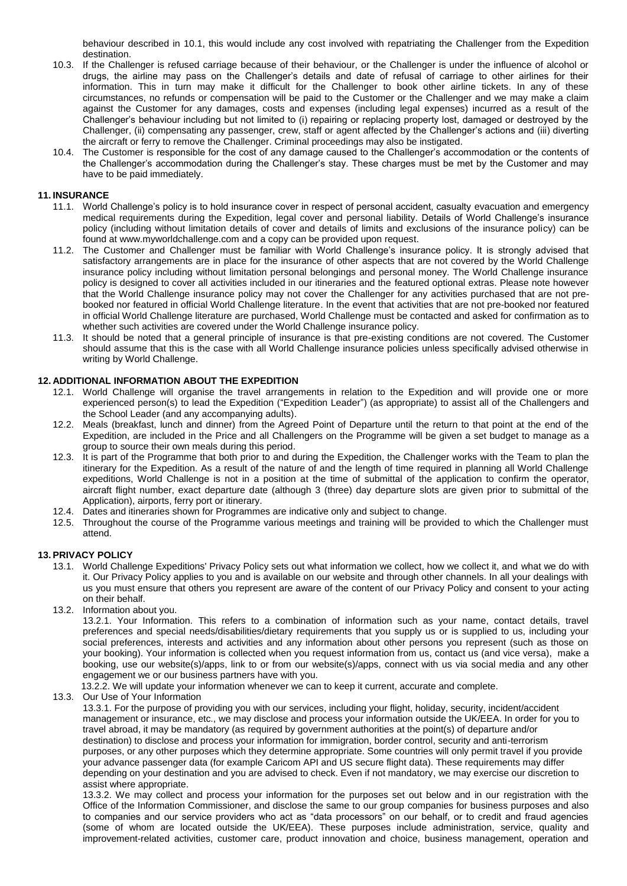behaviour described in 10.1, this would include any cost involved with repatriating the Challenger from the Expedition destination.

10.3. If the Challenger is refused carriage because of their behaviour, or the Challenger is under the influence of alcohol or drugs, the airline may pass on the Challenger's details and date of refusal of carriage to other airlines for their information. This in turn may make it difficult for the Challenger to book other airline tickets. In any of these circumstances, no refunds or compensation will be paid to the Customer or the Challenger and we may make a claim against the Customer for any damages, costs and expenses (including legal expenses) incurred as a result of the Challenger's behaviour including but not limited to (i) repairing or replacing property lost, damaged or destroyed by the Challenger, (ii) compensating any passenger, crew, staff or agent affected by the Challenger's actions and (iii) diverting the aircraft or ferry to remove the Challenger. Criminal proceedings may also be instigated.

10.4. The Customer is responsible for the cost of any damage caused to the Challenger's accommodation or the contents of the Challenger's accommodation during the Challenger's stay. These charges must be met by the Customer and may have to be paid immediately.

## 11. INSURANCE

11.1. World Challenge's policy is to hold insurance cover in respect of personal accident, casualty evacuation and emergency medical requirements during the Expedition, legal cover and personal liability. Details of World Challenge's insurance policy (including without limitation details of cover and details of limits and exclusions of the insurance policy) can be found at www.myworldchallenge.com and a copy can be provided upon request.

11.2. The Customer and Challenger must be familiar with World Challenge's insurance policy. It is strongly advised that satisfactory arrangements are in place for the insurance of other aspects that are not covered by the World Challenge insurance policy including without limitation personal belongings and personal money. The World Challenge insurance policy is designed to cover all activities included in our itineraries and the featured optional extras. Please note however that the World Challenge insurance policy may not cover the Challenger for any activities purchased that are not pre-booked nor featured in official World Challenge literature. In the event that activities that are not pre-booked nor featured in official World Challenge literature are purchased, World Challenge must be contacted and asked for confirmation as to whether such activities are covered under the World Challenge insurance policy.

11.3. It should be noted that a general principle of insurance is that pre-existing conditions are not covered. The Customer should assume that this is the case with all World Challenge insurance policies unless specifically advised otherwise in writing by World Challenge.

## 12. ADDITIONAL INFORMATION ABOUT THE EXPEDITION

12.1. World Challenge will organise the travel arrangements in relation to the Expedition and will provide one or more experienced person(s) to lead the Expedition ("Expedition Leader") (as appropriate) to assist all of the Challengers and the School Leader (and any accompanying adults).

12.2. Meals (breakfast, lunch and dinner) from the Agreed Point of Departure until the return to that point at the end of the Expedition, are included in the Price and all Challengers on the Programme will be given a set budget to manage as a group to source their own meals during this period.

12.3. It is part of the Programme that both prior to and during the Expedition, the Challenger works with the Team to plan the itinerary for the Expedition. As a result of the nature of and the length of time required in planning all World Challenge expeditions, World Challenge is not in a position at the time of submittal of the application to confirm the operator, aircraft flight number, exact departure date (although 3 (three) day departure slots are given prior to submittal of the Application), airports, ferry port or itinerary.

12.4. Dates and itineraries shown for Programmes are indicative only and subject to change.

12.5. Throughout the course of the Programme various meetings and training will be provided to which the Challenger must attend.

## 13. PRIVACY POLICY

13.1. World Challenge Expeditions' Privacy Policy sets out what information we collect, how we collect it, and what we do with it. Our Privacy Policy applies to you and is available on our website and through other channels. In all your dealings with us you must ensure that others you represent are aware of the content of our Privacy Policy and consent to your acting on their behalf.

13.2. Information about you.

13.2.1. Your Information. This refers to a combination of information such as your name, contact details, travel preferences and special needs/disabilities/dietary requirements that you supply us or is supplied to us, including your social preferences, interests and activities and any information about other persons you represent (such as those on your booking). Your information is collected when you request information from us, contact us (and vice versa), make a booking, use our website(s)/apps, link to or from our website(s)/apps, connect with us via social media and any other engagement we or our business partners have with you.

13.2.2. We will update your information whenever we can to keep it current, accurate and complete.

13.3. Our Use of Your Information

13.3.1. For the purpose of providing you with our services, including your flight, holiday, security, incident/accident management or insurance, etc., we may disclose and process your information outside the UK/EEA. In order for you to travel abroad, it may be mandatory (as required by government authorities at the point(s) of departure and/or destination) to disclose and process your information for immigration, border control, security and anti-terrorism purposes, or any other purposes which they determine appropriate. Some countries will only permit travel if you provide your advance passenger data (for example Caricom API and US secure flight data). These requirements may differ depending on your destination and you are advised to check. Even if not mandatory, we may exercise our discretion to assist where appropriate.

13.3.2. We may collect and process your information for the purposes set out below and in our registration with the Office of the Information Commissioner, and disclose the same to our group companies for business purposes and also to companies and our service providers who act as "data processors" on our behalf, or to credit and fraud agencies (some of whom are located outside the UK/EEA). These purposes include administration, service, quality and improvement-related activities, customer care, product innovation and choice, business management, operation and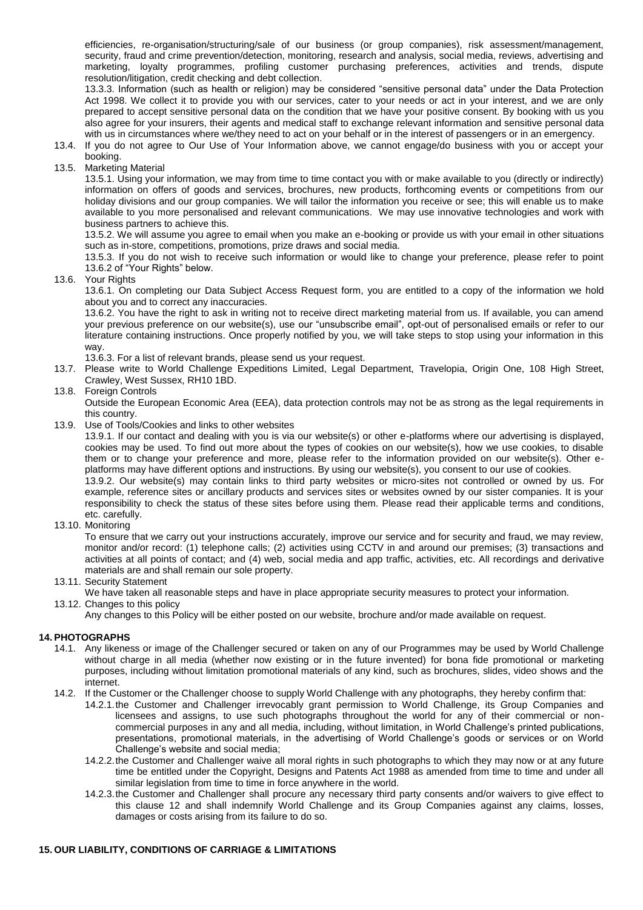efficiencies, re-organisation/structuring/sale of our business (or group companies), risk assessment/management, security, fraud and crime prevention/detection, monitoring, research and analysis, social media, reviews, advertising and marketing, loyalty programmes, profiling customer purchasing preferences, activities and trends, dispute resolution/litigation, credit checking and debt collection.

13.3.3. Information (such as health or religion) may be considered "sensitive personal data" under the Data Protection Act 1998. We collect it to provide you with our services, cater to your needs or act in your interest, and we are only prepared to accept sensitive personal data on the condition that we have your positive consent. By booking with us you also agree for your insurers, their agents and medical staff to exchange relevant information and sensitive personal data with us in circumstances where we/they need to act on your behalf or in the interest of passengers or in an emergency.

13.4. If you do not agree to Our Use of Your Information above, we cannot engage/do business with you or accept your booking.

13.5. Marketing Material

13.5.1. Using your information, we may from time to time contact you with or make available to you (directly or indirectly) information on offers of goods and services, brochures, new products, forthcoming events or competitions from our holiday divisions and our group companies. We will tailor the information you receive or see; this will enable us to make available to you more personalised and relevant communications. We may use innovative technologies and work with business partners to achieve this.

13.5.2. We will assume you agree to email when you make an e-booking or provide us with your email in other situations such as in-store, competitions, promotions, prize draws and social media.

13.5.3. If you do not wish to receive such information or would like to change your preference, please refer to point 13.6.2 of "Your Rights" below.

13.6. Your Rights

13.6.1. On completing our Data Subject Access Request form, you are entitled to a copy of the information we hold about you and to correct any inaccuracies.

13.6.2. You have the right to ask in writing not to receive direct marketing material from us. If available, you can amend your previous preference on our website(s), use our "unsubscribe email", opt-out of personalised emails or refer to our literature containing instructions. Once properly notified by you, we will take steps to stop using your information in this way.

13.6.3. For a list of relevant brands, please send us your request.

13.7. Please write to World Challenge Expeditions Limited, Legal Department, Travelopia, Origin One, 108 High Street, Crawley, West Sussex, RH10 1BD.

13.8. Foreign Controls

Outside the European Economic Area (EEA), data protection controls may not be as strong as the legal requirements in this country.

13.9. Use of Tools/Cookies and links to other websites

13.9.1. If our contact and dealing with you is via our website(s) or other e-platforms where our advertising is displayed, cookies may be used. To find out more about the types of cookies on our website(s), how we use cookies, to disable them or to change your preference and more, please refer to the information provided on our website(s). Other e-platforms may have different options and instructions. By using our website(s), you consent to our use of cookies.

13.9.2. Our website(s) may contain links to third party websites or micro-sites not controlled or owned by us. For example, reference sites or ancillary products and services sites or websites owned by our sister companies. It is your responsibility to check the status of these sites before using them. Please read their applicable terms and conditions, etc. carefully.

13.10. Monitoring

To ensure that we carry out your instructions accurately, improve our service and for security and fraud, we may review, monitor and/or record: (1) telephone calls; (2) activities using CCTV in and around our premises; (3) transactions and activities at all points of contact; and (4) web, social media and app traffic, activities, etc. All recordings and derivative materials are and shall remain our sole property.

13.11. Security Statement

We have taken all reasonable steps and have in place appropriate security measures to protect your information.

13.12. Changes to this policy

Any changes to this Policy will be either posted on our website, brochure and/or made available on request.

## 14. PHOTOGRAPHS

14.1. Any likeness or image of the Challenger secured or taken on any of our Programmes may be used by World Challenge without charge in all media (whether now existing or in the future invented) for bona fide promotional or marketing purposes, including without limitation promotional materials of any kind, such as brochures, slides, video shows and the internet.

14.2. If the Customer or the Challenger choose to supply World Challenge with any photographs, they hereby confirm that:

14.2.1. the Customer and Challenger irrevocably grant permission to World Challenge, its Group Companies and licensees and assigns, to use such photographs throughout the world for any of their commercial or non-commercial purposes in any and all media, including, without limitation, in World Challenge's printed publications, presentations, promotional materials, in the advertising of World Challenge's goods or services or on World Challenge's website and social media;

14.2.2. the Customer and Challenger waive all moral rights in such photographs to which they may now or at any future time be entitled under the Copyright, Designs and Patents Act 1988 as amended from time to time and under all similar legislation from time to time in force anywhere in the world.

14.2.3. the Customer and Challenger shall procure any necessary third party consents and/or waivers to give effect to this clause 12 and shall indemnify World Challenge and its Group Companies against any claims, losses, damages or costs arising from its failure to do so.

## 15. OUR LIABILITY, CONDITIONS OF CARRIAGE & LIMITATIONS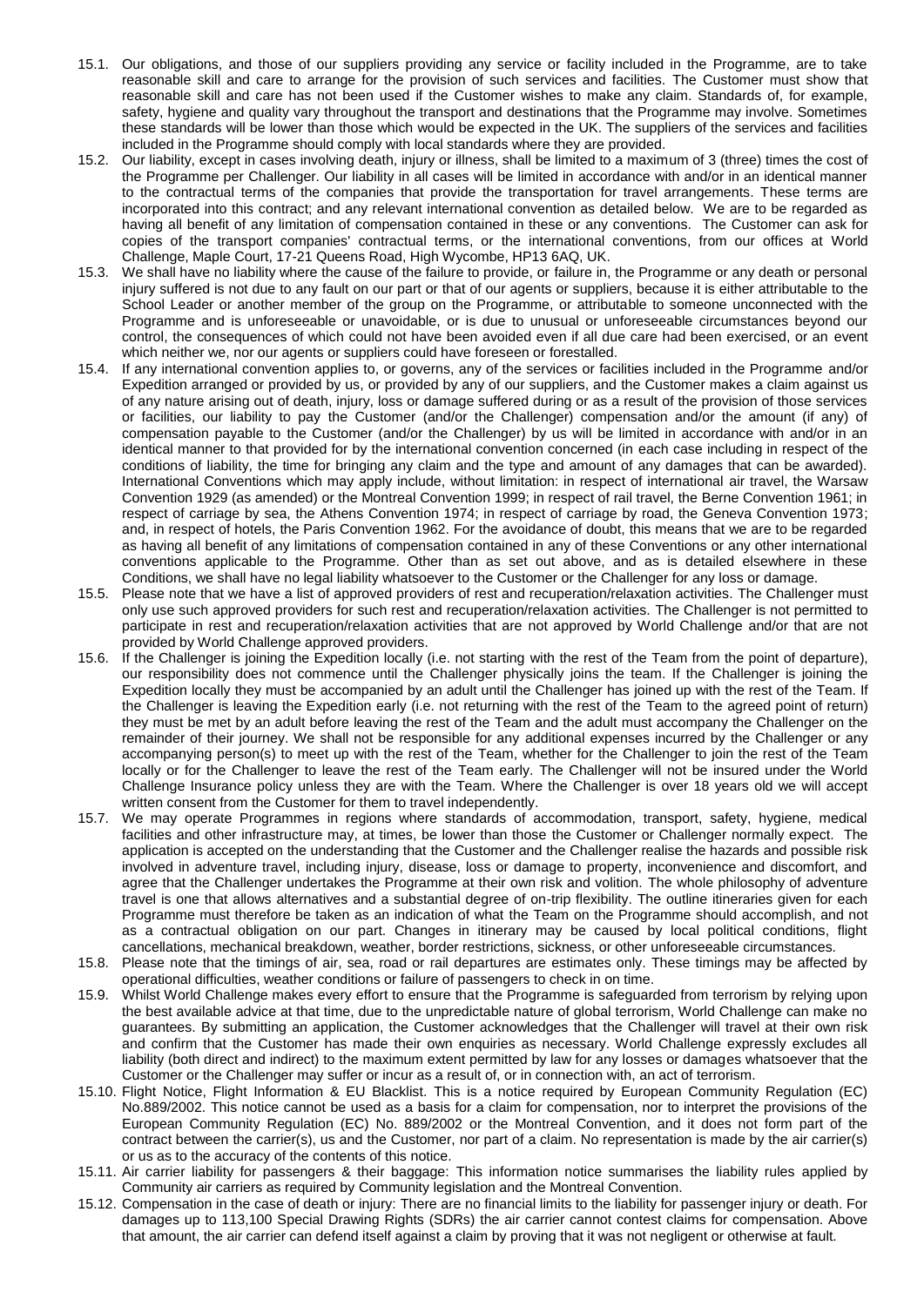15.1. Our obligations, and those of our suppliers providing any service or facility included in the Programme, are to take reasonable skill and care to arrange for the provision of such services and facilities. The Customer must show that reasonable skill and care has not been used if the Customer wishes to make any claim. Standards of, for example, safety, hygiene and quality vary throughout the transport and destinations that the Programme may involve. Sometimes these standards will be lower than those which would be expected in the UK. The suppliers of the services and facilities included in the Programme should comply with local standards where they are provided.

15.2. Our liability, except in cases involving death, injury or illness, shall be limited to a maximum of 3 (three) times the cost of the Programme per Challenger. Our liability in all cases will be limited in accordance with and/or in an identical manner to the contractual terms of the companies that provide the transportation for travel arrangements. These terms are incorporated into this contract; and any relevant international convention as detailed below. We are to be regarded as having all benefit of any limitation of compensation contained in these or any conventions. The Customer can ask for copies of the transport companies' contractual terms, or the international conventions, from our offices at World Challenge, Maple Court, 17-21 Queens Road, High Wycombe, HP13 6AQ, UK.

15.3. We shall have no liability where the cause of the failure to provide, or failure in, the Programme or any death or personal injury suffered is not due to any fault on our part or that of our agents or suppliers, because it is either attributable to the School Leader or another member of the group on the Programme, or attributable to someone unconnected with the Programme and is unforeseeable or unavoidable, or is due to unusual or unforeseeable circumstances beyond our control, the consequences of which could not have been avoided even if all due care had been exercised, or an event which neither we, nor our agents or suppliers could have foreseen or forestalled.

15.4. If any international convention applies to, or governs, any of the services or facilities included in the Programme and/or Expedition arranged or provided by us, or provided by any of our suppliers, and the Customer makes a claim against us of any nature arising out of death, injury, loss or damage suffered during or as a result of the provision of those services or facilities, our liability to pay the Customer (and/or the Challenger) compensation and/or the amount (if any) of compensation payable to the Customer (and/or the Challenger) by us will be limited in accordance with and/or in an identical manner to that provided for by the international convention concerned (in each case including in respect of the conditions of liability, the time for bringing any claim and the type and amount of any damages that can be awarded). International Conventions which may apply include, without limitation: in respect of international air travel, the Warsaw Convention 1929 (as amended) or the Montreal Convention 1999; in respect of rail travel, the Berne Convention 1961; in respect of carriage by sea, the Athens Convention 1974; in respect of carriage by road, the Geneva Convention 1973; and, in respect of hotels, the Paris Convention 1962. For the avoidance of doubt, this means that we are to be regarded as having all benefit of any limitations of compensation contained in any of these Conventions or any other international conventions applicable to the Programme. Other than as set out above, and as is detailed elsewhere in these Conditions, we shall have no legal liability whatsoever to the Customer or the Challenger for any loss or damage.

15.5. Please note that we have a list of approved providers of rest and recuperation/relaxation activities. The Challenger must only use such approved providers for such rest and recuperation/relaxation activities. The Challenger is not permitted to participate in rest and recuperation/relaxation activities that are not approved by World Challenge and/or that are not provided by World Challenge approved providers.

15.6. If the Challenger is joining the Expedition locally (i.e. not starting with the rest of the Team from the point of departure), our responsibility does not commence until the Challenger physically joins the team. If the Challenger is joining the Expedition locally they must be accompanied by an adult until the Challenger has joined up with the rest of the Team. If the Challenger is leaving the Expedition early (i.e. not returning with the rest of the Team to the agreed point of return) they must be met by an adult before leaving the rest of the Team and the adult must accompany the Challenger on the remainder of their journey. We shall not be responsible for any additional expenses incurred by the Challenger or any accompanying person(s) to meet up with the rest of the Team, whether for the Challenger to join the rest of the Team locally or for the Challenger to leave the rest of the Team early. The Challenger will not be insured under the World Challenge Insurance policy unless they are with the Team. Where the Challenger is over 18 years old we will accept written consent from the Customer for them to travel independently.

15.7. We may operate Programmes in regions where standards of accommodation, transport, safety, hygiene, medical facilities and other infrastructure may, at times, be lower than those the Customer or Challenger normally expect. The application is accepted on the understanding that the Customer and the Challenger realise the hazards and possible risk involved in adventure travel, including injury, disease, loss or damage to property, inconvenience and discomfort, and agree that the Challenger undertakes the Programme at their own risk and volition. The whole philosophy of adventure travel is one that allows alternatives and a substantial degree of on-trip flexibility. The outline itineraries given for each Programme must therefore be taken as an indication of what the Team on the Programme should accomplish, and not as a contractual obligation on our part. Changes in itinerary may be caused by local political conditions, flight cancellations, mechanical breakdown, weather, border restrictions, sickness, or other unforeseeable circumstances.

15.8. Please note that the timings of air, sea, road or rail departures are estimates only. These timings may be affected by operational difficulties, weather conditions or failure of passengers to check in on time.

15.9. Whilst World Challenge makes every effort to ensure that the Programme is safeguarded from terrorism by relying upon the best available advice at that time, due to the unpredictable nature of global terrorism, World Challenge can make no guarantees. By submitting an application, the Customer acknowledges that the Challenger will travel at their own risk and confirm that the Customer has made their own enquiries as necessary. World Challenge expressly excludes all liability (both direct and indirect) to the maximum extent permitted by law for any losses or damages whatsoever that the Customer or the Challenger may suffer or incur as a result of, or in connection with, an act of terrorism.

15.10. Flight Notice, Flight Information & EU Blacklist. This is a notice required by European Community Regulation (EC) No.889/2002. This notice cannot be used as a basis for a claim for compensation, nor to interpret the provisions of the European Community Regulation (EC) No. 889/2002 or the Montreal Convention, and it does not form part of the contract between the carrier(s), us and the Customer, nor part of a claim. No representation is made by the air carrier(s) or us as to the accuracy of the contents of this notice.

15.11. Air carrier liability for passengers & their baggage: This information notice summarises the liability rules applied by Community air carriers as required by Community legislation and the Montreal Convention.

15.12. Compensation in the case of death or injury: There are no financial limits to the liability for passenger injury or death. For damages up to 113,100 Special Drawing Rights (SDRs) the air carrier cannot contest claims for compensation. Above that amount, the air carrier can defend itself against a claim by proving that it was not negligent or otherwise at fault.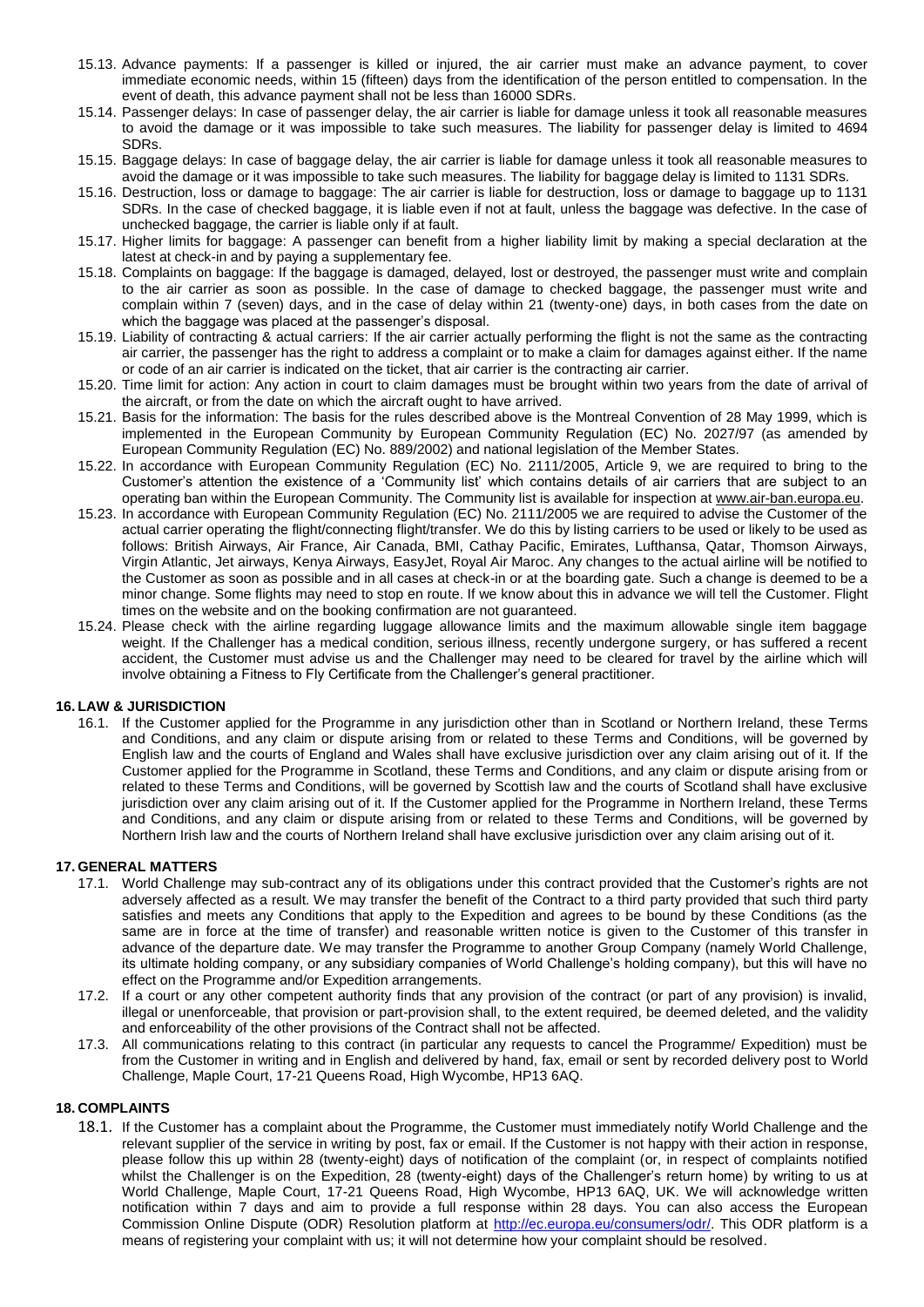15.13. Advance payments: If a passenger is killed or injured, the air carrier must make an advance payment, to cover immediate economic needs, within 15 (fifteen) days from the identification of the person entitled to compensation. In the event of death, this advance payment shall not be less than 16000 SDRs.

15.14. Passenger delays: In case of passenger delay, the air carrier is liable for damage unless it took all reasonable measures to avoid the damage or it was impossible to take such measures. The liability for passenger delay is limited to 4694 SDRs.

15.15. Baggage delays: In case of baggage delay, the air carrier is liable for damage unless it took all reasonable measures to avoid the damage or it was impossible to take such measures. The liability for baggage delay is limited to 1131 SDRs.

15.16. Destruction, loss or damage to baggage: The air carrier is liable for destruction, loss or damage to baggage up to 1131 SDRs. In the case of checked baggage, it is liable even if not at fault, unless the baggage was defective. In the case of unchecked baggage, the carrier is liable only if at fault.

15.17. Higher limits for baggage: A passenger can benefit from a higher liability limit by making a special declaration at the latest at check-in and by paying a supplementary fee.

15.18. Complaints on baggage: If the baggage is damaged, delayed, lost or destroyed, the passenger must write and complain to the air carrier as soon as possible. In the case of damage to checked baggage, the passenger must write and complain within 7 (seven) days, and in the case of delay within 21 (twenty-one) days, in both cases from the date on which the baggage was placed at the passenger's disposal.

15.19. Liability of contracting & actual carriers: If the air carrier actually performing the flight is not the same as the contracting air carrier, the passenger has the right to address a complaint or to make a claim for damages against either. If the name or code of an air carrier is indicated on the ticket, that air carrier is the contracting air carrier.

15.20. Time limit for action: Any action in court to claim damages must be brought within two years from the date of arrival of the aircraft, or from the date on which the aircraft ought to have arrived.

15.21. Basis for the information: The basis for the rules described above is the Montreal Convention of 28 May 1999, which is implemented in the European Community by European Community Regulation (EC) No. 2027/97 (as amended by European Community Regulation (EC) No. 889/2002) and national legislation of the Member States.

15.22. In accordance with European Community Regulation (EC) No. 2111/2005, Article 9, we are required to bring to the Customer's attention the existence of a 'Community list' which contains details of air carriers that are subject to an operating ban within the European Community. The Community list is available for inspection at www.air-ban.europa.eu.

15.23. In accordance with European Community Regulation (EC) No. 2111/2005 we are required to advise the Customer of the actual carrier operating the flight/connecting flight/transfer. We do this by listing carriers to be used or likely to be used as follows: British Airways, Air France, Air Canada, BMI, Cathay Pacific, Emirates, Lufthansa, Qatar, Thomson Airways, Virgin Atlantic, Jet airways, Kenya Airways, EasyJet, Royal Air Maroc. Any changes to the actual airline will be notified to the Customer as soon as possible and in all cases at check-in or at the boarding gate. Such a change is deemed to be a minor change. Some flights may need to stop en route. If we know about this in advance we will tell the Customer. Flight times on the website and on the booking confirmation are not guaranteed.

15.24. Please check with the airline regarding luggage allowance limits and the maximum allowable single item baggage weight. If the Challenger has a medical condition, serious illness, recently undergone surgery, or has suffered a recent accident, the Customer must advise us and the Challenger may need to be cleared for travel by the airline which will involve obtaining a Fitness to Fly Certificate from the Challenger's general practitioner.

## 16. LAW & JURISDICTION

16.1. If the Customer applied for the Programme in any jurisdiction other than in Scotland or Northern Ireland, these Terms and Conditions, and any claim or dispute arising from or related to these Terms and Conditions, will be governed by English law and the courts of England and Wales shall have exclusive jurisdiction over any claim arising out of it. If the Customer applied for the Programme in Scotland, these Terms and Conditions, and any claim or dispute arising from or related to these Terms and Conditions, will be governed by Scottish law and the courts of Scotland shall have exclusive jurisdiction over any claim arising out of it. If the Customer applied for the Programme in Northern Ireland, these Terms and Conditions, and any claim or dispute arising from or related to these Terms and Conditions, will be governed by Northern Irish law and the courts of Northern Ireland shall have exclusive jurisdiction over any claim arising out of it.

## 17. GENERAL MATTERS

17.1. World Challenge may sub-contract any of its obligations under this contract provided that the Customer's rights are not adversely affected as a result. We may transfer the benefit of the Contract to a third party provided that such third party satisfies and meets any Conditions that apply to the Expedition and agrees to be bound by these Conditions (as the same are in force at the time of transfer) and reasonable written notice is given to the Customer of this transfer in advance of the departure date. We may transfer the Programme to another Group Company (namely World Challenge, its ultimate holding company, or any subsidiary companies of World Challenge's holding company), but this will have no effect on the Programme and/or Expedition arrangements.

17.2. If a court or any other competent authority finds that any provision of the contract (or part of any provision) is invalid, illegal or unenforceable, that provision or part-provision shall, to the extent required, be deemed deleted, and the validity and enforceability of the other provisions of the Contract shall not be affected.

17.3. All communications relating to this contract (in particular any requests to cancel the Programme/ Expedition) must be from the Customer in writing and in English and delivered by hand, fax, email or sent by recorded delivery post to World Challenge, Maple Court, 17-21 Queens Road, High Wycombe, HP13 6AQ.

## 18. COMPLAINTS

18.1. If the Customer has a complaint about the Programme, the Customer must immediately notify World Challenge and the relevant supplier of the service in writing by post, fax or email. If the Customer is not happy with their action in response, please follow this up within 28 (twenty-eight) days of notification of the complaint (or, in respect of complaints notified whilst the Challenger is on the Expedition, 28 (twenty-eight) days of the Challenger's return home) by writing to us at World Challenge, Maple Court, 17-21 Queens Road, High Wycombe, HP13 6AQ, UK. We will acknowledge written notification within 7 days and aim to provide a full response within 28 days. You can also access the European Commission Online Dispute (ODR) Resolution platform at http://ec.europa.eu/consumers/odr/. This ODR platform is a means of registering your complaint with us; it will not determine how your complaint should be resolved.